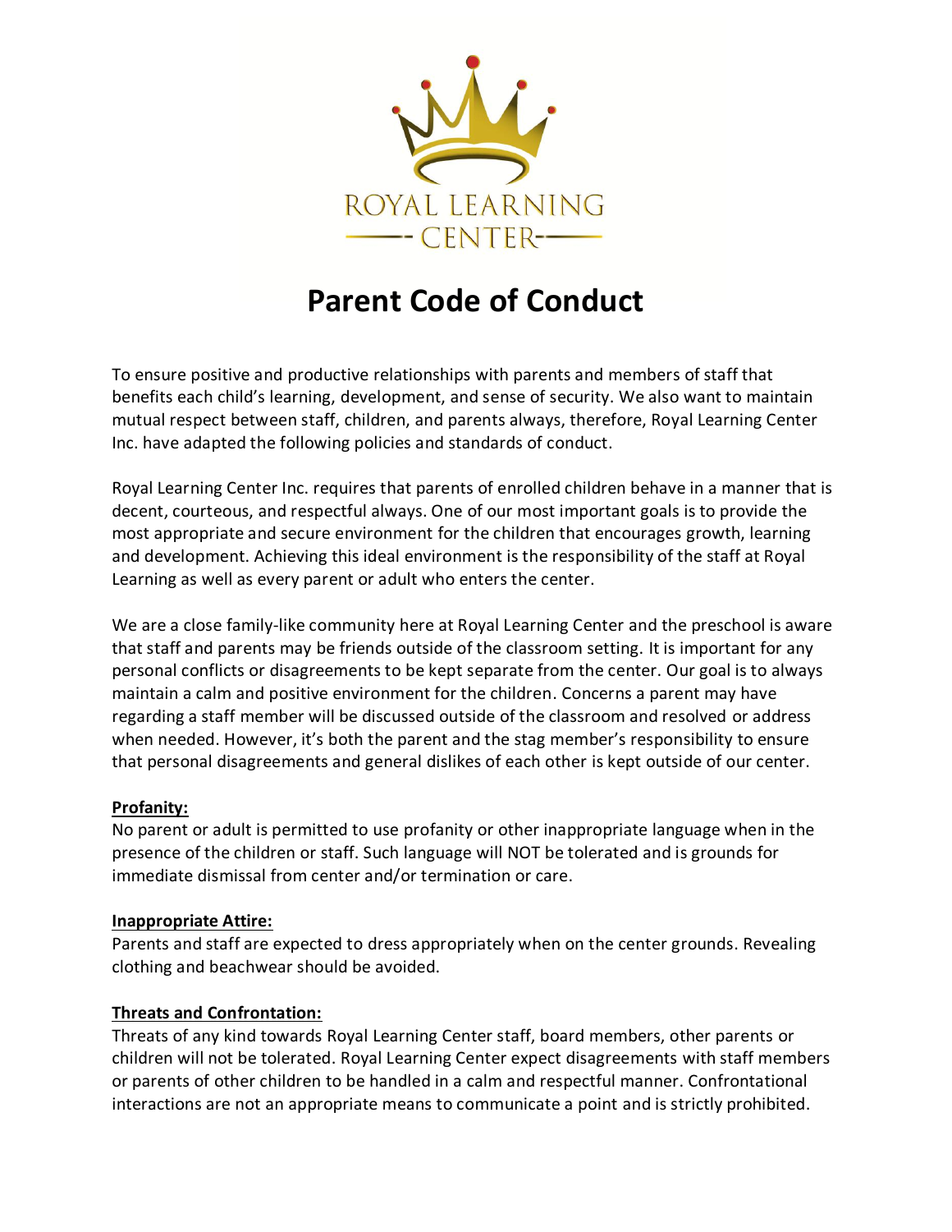ROYAL LEARNING CENTER

# Parent Code of Conduct

To ensure positive and productive relationships with parents and members of staff that benefits each child's learning, development, and sense of security. We also want to maintain mutual respect between staff, children, and parents always, therefore, Royal Learning Center Inc. have adapted the following policies and standards of conduct.

Royal Learning Center Inc. requires that parents of enrolled children behave in a manner that is decent, courteous, and respectful always. One of our most important goals is to provide the most appropriate and secure environment for the children that encourages growth, learning and development. Achieving this ideal environment is the responsibility of the staff at Royal Learning as well as every parent or adult who enters the center.

We are a close family-like community here at Royal Learning Center and the preschool is aware that staff and parents may be friends outside of the classroom setting. It is important for any personal conflicts or disagreements to be kept separate from the center. Our goal is to always maintain a calm and positive environment for the children. Concerns a parent may have regarding a staff member will be discussed outside of the classroom and resolved or address when needed. However, it's both the parent and the stag member's responsibility to ensure that personal disagreements and general dislikes of each other is kept outside of our center.

**Profanity:**
No parent or adult is permitted to use profanity or other inappropriate language when in the presence of the children or staff. Such language will NOT be tolerated and is grounds for immediate dismissal from center and/or termination or care.

**Inappropriate Attire:**
Parents and staff are expected to dress appropriately when on the center grounds. Revealing clothing and beachwear should be avoided.

**Threats and Confrontation:**
Threats of any kind towards Royal Learning Center staff, board members, other parents or children will not be tolerated. Royal Learning Center expect disagreements with staff members or parents of other children to be handled in a calm and respectful manner. Confrontational interactions are not an appropriate means to communicate a point and is strictly prohibited.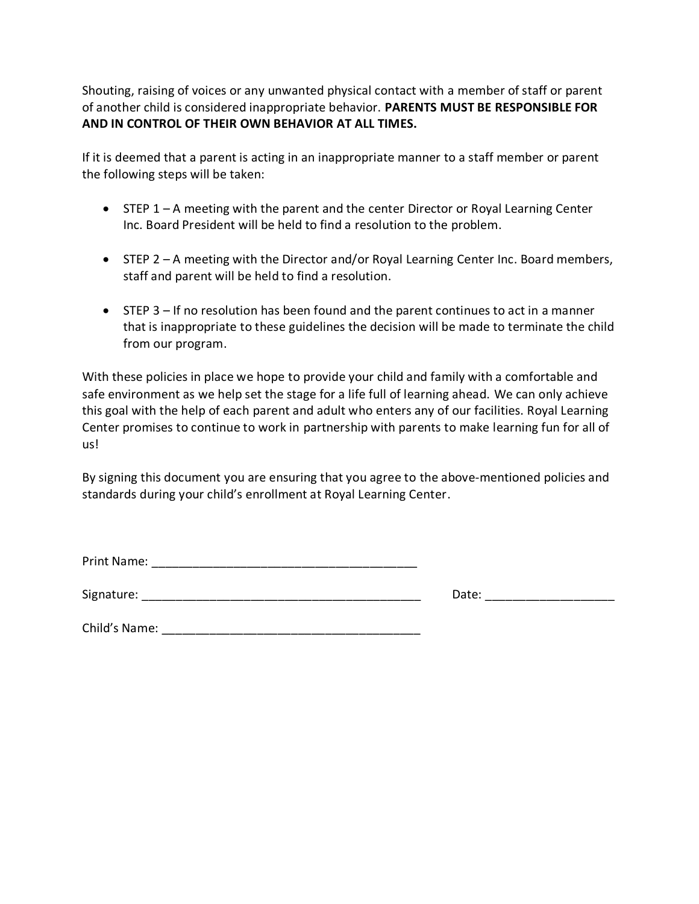Shouting, raising of voices or any unwanted physical contact with a member of staff or parent of another child is considered inappropriate behavior. **PARENTS MUST BE RESPONSIBLE FOR AND IN CONTROL OF THEIR OWN BEHAVIOR AT ALL TIMES.**

If it is deemed that a parent is acting in an inappropriate manner to a staff member or parent the following steps will be taken:

- STEP 1 – A meeting with the parent and the center Director or Royal Learning Center Inc. Board President will be held to find a resolution to the problem.

- STEP 2 – A meeting with the Director and/or Royal Learning Center Inc. Board members, staff and parent will be held to find a resolution.

- STEP 3 – If no resolution has been found and the parent continues to act in a manner that is inappropriate to these guidelines the decision will be made to terminate the child from our program.

With these policies in place we hope to provide your child and family with a comfortable and safe environment as we help set the stage for a life full of learning ahead. We can only achieve this goal with the help of each parent and adult who enters any of our facilities. Royal Learning Center promises to continue to work in partnership with parents to make learning fun for all of us!

By signing this document you are ensuring that you agree to the above-mentioned policies and standards during your child's enrollment at Royal Learning Center.

Print Name: _______________________________________

Signature: ________________________________________ Date: __________________

Child's Name: _____________________________________